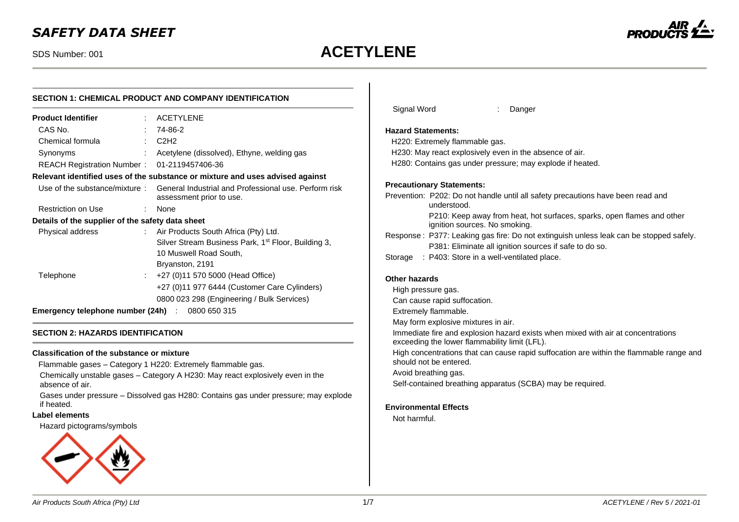# SAFETY DATA SHEET

SDS Number: 001

# ACETYLENE

## SECTION 1: CHEMICAL PRODUCT AND COMPANY IDENTIFICATION

**Product Identifier** : ACETYLENE

CAS No. : 74-86-2

Chemical formula : $C_2H_2$

Synonyms : Acetylene (dissolved), Ethyne, welding gas

REACH Registration Number : 01-2119457406-36

**Relevant identified uses of the substance or mixture and uses advised against**

Use of the substance/mixture : General Industrial and Professional use. Perform risk assessment prior to use.

Restriction on Use : None

**Details of the supplier of the safety data sheet**

Physical address : Air Products South Africa (Pty) Ltd.
Silver Stream Business Park, 1st Floor, Building 3,
10 Muswell Road South,
Bryanston, 2191

Telephone : +27 (0)11 570 5000 (Head Office)
+27 (0)11 977 6444 (Customer Care Cylinders)
0800 023 298 (Engineering / Bulk Services)

**Emergency telephone number (24h)** : 0800 650 315

## SECTION 2: HAZARDS IDENTIFICATION

**Classification of the substance or mixture**

Flammable gases – Category 1 H220: Extremely flammable gas.

Chemically unstable gases – Category A H230: May react explosively even in the absence of air.

Gases under pressure – Dissolved gas H280: Contains gas under pressure; may explode if heated.

**Label elements**

Hazard pictograms/symbols

Signal Word : Danger

**Hazard Statements:**

H220: Extremely flammable gas.
H230: May react explosively even in the absence of air.
H280: Contains gas under pressure; may explode if heated.

**Precautionary Statements:**

Prevention: P202: Do not handle until all safety precautions have been read and understood.
P210: Keep away from heat, hot surfaces, sparks, open flames and other ignition sources. No smoking.

Response : P377: Leaking gas fire: Do not extinguish unless leak can be stopped safely.
P381: Eliminate all ignition sources if safe to do so.

Storage : P403: Store in a well-ventilated place.

**Other hazards**

High pressure gas.
Can cause rapid suffocation.
Extremely flammable.
May form explosive mixtures in air.
Immediate fire and explosion hazard exists when mixed with air at concentrations exceeding the lower flammability limit (LFL).
High concentrations that can cause rapid suffocation are within the flammable range and should not be entered.
Avoid breathing gas.
Self-contained breathing apparatus (SCBA) may be required.

**Environmental Effects**

Not harmful.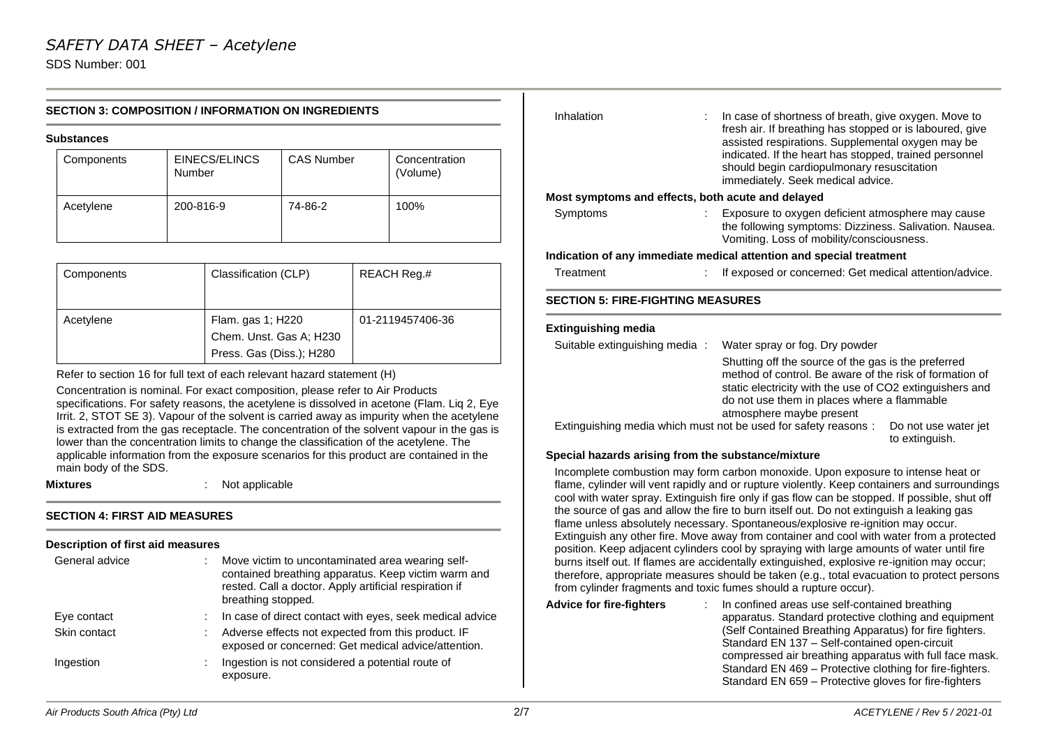# SAFETY DATA SHEET – Acetylene

SDS Number: 001

## SECTION 3: COMPOSITION / INFORMATION ON INGREDIENTS

**Substances**

| Components | EINECS/ELINCS Number | CAS Number | Concentration (Volume) |
|---|---|---|---|
| Acetylene | 200-816-9 | 74-86-2 | 100% |

| Components | Classification (CLP) | REACH Reg.# |
|---|---|---|
| Acetylene | Flam. gas 1; H220<br>Chem. Unst. Gas A; H230<br>Press. Gas (Diss.); H280 | 01-2119457406-36 |

Refer to section 16 for full text of each relevant hazard statement (H)

Concentration is nominal. For exact composition, please refer to Air Products specifications. For safety reasons, the acetylene is dissolved in acetone (Flam. Liq 2, Eye Irrit. 2, STOT SE 3). Vapour of the solvent is carried away as impurity when the acetylene is extracted from the gas receptacle. The concentration of the solvent vapour in the gas is lower than the concentration limits to change the classification of the acetylene. The applicable information from the exposure scenarios for this product are contained in the main body of the SDS.

**Mixtures** : Not applicable

## SECTION 4: FIRST AID MEASURES

**Description of first aid measures**

General advice : Move victim to uncontaminated area wearing self-contained breathing apparatus. Keep victim warm and rested. Call a doctor. Apply artificial respiration if breathing stopped.

Eye contact : In case of direct contact with eyes, seek medical advice

Skin contact : Adverse effects not expected from this product. IF exposed or concerned: Get medical advice/attention.

Ingestion : Ingestion is not considered a potential route of exposure.

Inhalation : In case of shortness of breath, give oxygen. Move to fresh air. If breathing has stopped or is laboured, give assisted respirations. Supplemental oxygen may be indicated. If the heart has stopped, trained personnel should begin cardiopulmonary resuscitation immediately. Seek medical advice.

**Most symptoms and effects, both acute and delayed**

Symptoms : Exposure to oxygen deficient atmosphere may cause the following symptoms: Dizziness. Salivation. Nausea. Vomiting. Loss of mobility/consciousness.

**Indication of any immediate medical attention and special treatment**

Treatment : If exposed or concerned: Get medical attention/advice.

## SECTION 5: FIRE-FIGHTING MEASURES

**Extinguishing media**

Suitable extinguishing media : Water spray or fog. Dry powder

Shutting off the source of the gas is the preferred method of control. Be aware of the risk of formation of static electricity with the use of $CO_2$ extinguishers and do not use them in places where a flammable atmosphere maybe present

Extinguishing media which must not be used for safety reasons : Do not use water jet to extinguish.

**Special hazards arising from the substance/mixture**

Incomplete combustion may form carbon monoxide. Upon exposure to intense heat or flame, cylinder will vent rapidly and or rupture violently. Keep containers and surroundings cool with water spray. Extinguish fire only if gas flow can be stopped. If possible, shut off the source of gas and allow the fire to burn itself out. Do not extinguish a leaking gas flame unless absolutely necessary. Spontaneous/explosive re-ignition may occur. Extinguish any other fire. Move away from container and cool with water from a protected position. Keep adjacent cylinders cool by spraying with large amounts of water until fire burns itself out. If flames are accidentally extinguished, explosive re-ignition may occur; therefore, appropriate measures should be taken (e.g., total evacuation to protect persons from cylinder fragments and toxic fumes should a rupture occur).

**Advice for fire-fighters** : In confined areas use self-contained breathing apparatus. Standard protective clothing and equipment (Self Contained Breathing Apparatus) for fire fighters. Standard EN 137 – Self-contained open-circuit compressed air breathing apparatus with full face mask. Standard EN 469 – Protective clothing for fire-fighters. Standard EN 659 – Protective gloves for fire-fighters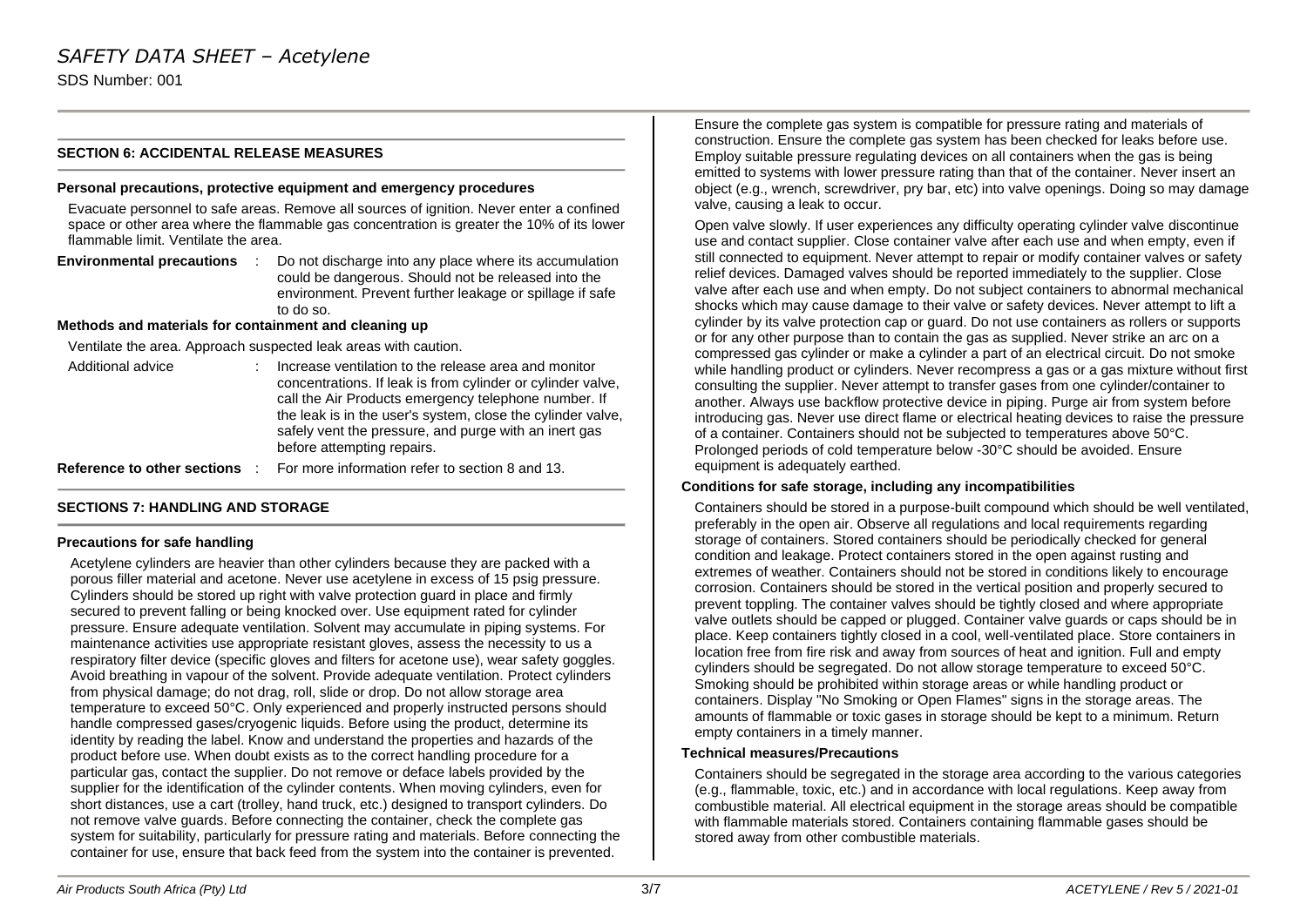## SECTION 6: ACCIDENTAL RELEASE MEASURES

**Personal precautions, protective equipment and emergency procedures**

Evacuate personnel to safe areas. Remove all sources of ignition. Never enter a confined space or other area where the flammable gas concentration is greater the 10% of its lower flammable limit. Ventilate the area.

**Environmental precautions** : Do not discharge into any place where its accumulation could be dangerous. Should not be released into the environment. Prevent further leakage or spillage if safe to do so.

**Methods and materials for containment and cleaning up**

Ventilate the area. Approach suspected leak areas with caution.

Additional advice : Increase ventilation to the release area and monitor concentrations. If leak is from cylinder or cylinder valve, call the Air Products emergency telephone number. If the leak is in the user's system, close the cylinder valve, safely vent the pressure, and purge with an inert gas before attempting repairs.

**Reference to other sections** : For more information refer to section 8 and 13.

## SECTIONS 7: HANDLING AND STORAGE

**Precautions for safe handling**

Acetylene cylinders are heavier than other cylinders because they are packed with a porous filler material and acetone. Never use acetylene in excess of 15 psig pressure. Cylinders should be stored up right with valve protection guard in place and firmly secured to prevent falling or being knocked over. Use equipment rated for cylinder pressure. Ensure adequate ventilation. Solvent may accumulate in piping systems. For maintenance activities use appropriate resistant gloves, assess the necessity to us a respiratory filter device (specific gloves and filters for acetone use), wear safety goggles. Avoid breathing in vapour of the solvent. Provide adequate ventilation. Protect cylinders from physical damage; do not drag, roll, slide or drop. Do not allow storage area temperature to exceed 50°C. Only experienced and properly instructed persons should handle compressed gases/cryogenic liquids. Before using the product, determine its identity by reading the label. Know and understand the properties and hazards of the product before use. When doubt exists as to the correct handling procedure for a particular gas, contact the supplier. Do not remove or deface labels provided by the supplier for the identification of the cylinder contents. When moving cylinders, even for short distances, use a cart (trolley, hand truck, etc.) designed to transport cylinders. Do not remove valve guards. Before connecting the container, check the complete gas system for suitability, particularly for pressure rating and materials. Before connecting the container for use, ensure that back feed from the system into the container is prevented. Ensure the complete gas system is compatible for pressure rating and materials of construction. Ensure the complete gas system has been checked for leaks before use. Employ suitable pressure regulating devices on all containers when the gas is being emitted to systems with lower pressure rating than that of the container. Never insert an object (e.g., wrench, screwdriver, pry bar, etc) into valve openings. Doing so may damage valve, causing a leak to occur.

Open valve slowly. If user experiences any difficulty operating cylinder valve discontinue use and contact supplier. Close container valve after each use and when empty, even if still connected to equipment. Never attempt to repair or modify container valves or safety relief devices. Damaged valves should be reported immediately to the supplier. Close valve after each use and when empty. Do not subject containers to abnormal mechanical shocks which may cause damage to their valve or safety devices. Never attempt to lift a cylinder by its valve protection cap or guard. Do not use containers as rollers or supports or for any other purpose than to contain the gas as supplied. Never strike an arc on a compressed gas cylinder or make a cylinder a part of an electrical circuit. Do not smoke while handling product or cylinders. Never recompress a gas or a gas mixture without first consulting the supplier. Never attempt to transfer gases from one cylinder/container to another. Always use backflow protective device in piping. Purge air from system before introducing gas. Never use direct flame or electrical heating devices to raise the pressure of a container. Containers should not be subjected to temperatures above 50°C. Prolonged periods of cold temperature below -30°C should be avoided. Ensure equipment is adequately earthed.

**Conditions for safe storage, including any incompatibilities**

Containers should be stored in a purpose-built compound which should be well ventilated, preferably in the open air. Observe all regulations and local requirements regarding storage of containers. Stored containers should be periodically checked for general condition and leakage. Protect containers stored in the open against rusting and extremes of weather. Containers should not be stored in conditions likely to encourage corrosion. Containers should be stored in the vertical position and properly secured to prevent toppling. The container valves should be tightly closed and where appropriate valve outlets should be capped or plugged. Container valve guards or caps should be in place. Keep containers tightly closed in a cool, well-ventilated place. Store containers in location free from fire risk and away from sources of heat and ignition. Full and empty cylinders should be segregated. Do not allow storage temperature to exceed 50°C. Smoking should be prohibited within storage areas or while handling product or containers. Display "No Smoking or Open Flames" signs in the storage areas. The amounts of flammable or toxic gases in storage should be kept to a minimum. Return empty containers in a timely manner.

**Technical measures/Precautions**

Containers should be segregated in the storage area according to the various categories (e.g., flammable, toxic, etc.) and in accordance with local regulations. Keep away from combustible material. All electrical equipment in the storage areas should be compatible with flammable materials stored. Containers containing flammable gases should be stored away from other combustible materials.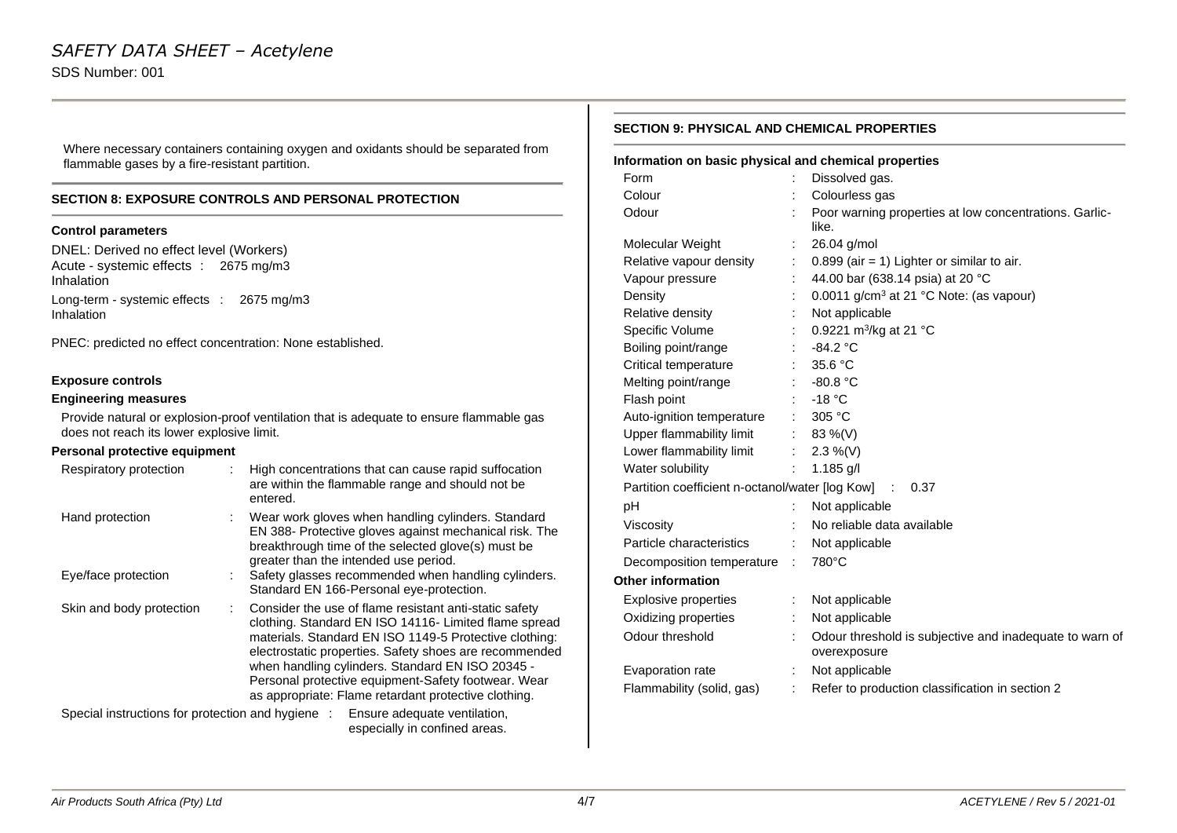Where necessary containers containing oxygen and oxidants should be separated from flammable gases by a fire-resistant partition.

## SECTION 8: EXPOSURE CONTROLS AND PERSONAL PROTECTION

### Control parameters

DNEL: Derived no effect level (Workers)

Acute - systemic effects : 2675 mg/m3
Inhalation

Long-term - systemic effects : 2675 mg/m3
Inhalation

PNEC: predicted no effect concentration: None established.

### Exposure controls

**Engineering measures**

Provide natural or explosion-proof ventilation that is adequate to ensure flammable gas does not reach its lower explosive limit.

**Personal protective equipment**

| | |
|---|---|
| Respiratory protection | High concentrations that can cause rapid suffocation are within the flammable range and should not be entered. |
| Hand protection | Wear work gloves when handling cylinders. Standard EN 388- Protective gloves against mechanical risk. The breakthrough time of the selected glove(s) must be greater than the intended use period. |
| Eye/face protection | Safety glasses recommended when handling cylinders. Standard EN 166-Personal eye-protection. |
| Skin and body protection | Consider the use of flame resistant anti-static safety clothing. Standard EN ISO 14116- Limited flame spread materials. Standard EN ISO 1149-5 Protective clothing: electrostatic properties. Safety shoes are recommended when handling cylinders. Standard EN ISO 20345 - Personal protective equipment-Safety footwear. Wear as appropriate: Flame retardant protective clothing. |
| Special instructions for protection and hygiene | Ensure adequate ventilation, especially in confined areas. |

## SECTION 9: PHYSICAL AND CHEMICAL PROPERTIES

### Information on basic physical and chemical properties

| | |
|---|---|
| Form | Dissolved gas. |
| Colour | Colourless gas |
| Odour | Poor warning properties at low concentrations. Garlic-like. |
| Molecular Weight | 26.04 g/mol |
| Relative vapour density | 0.899 (air = 1) Lighter or similar to air. |
| Vapour pressure | 44.00 bar (638.14 psia) at 20 °C |
| Density | 0.0011 g/cm$^3$ at 21 °C Note: (as vapour) |
| Relative density | Not applicable |
| Specific Volume | 0.9221 m$^3$/kg at 21 °C |
| Boiling point/range | -84.2 °C |
| Critical temperature | 35.6 °C |
| Melting point/range | -80.8 °C |
| Flash point | -18 °C |
| Auto-ignition temperature | 305 °C |
| Upper flammability limit | 83 %(V) |
| Lower flammability limit | 2.3 %(V) |
| Water solubility | 1.185 g/l |
| Partition coefficient n-octanol/water [log Kow] | 0.37 |
| pH | Not applicable |
| Viscosity | No reliable data available |
| Particle characteristics | Not applicable |
| Decomposition temperature | 780°C |

### Other information

| | |
|---|---|
| Explosive properties | Not applicable |
| Oxidizing properties | Not applicable |
| Odour threshold | Odour threshold is subjective and inadequate to warn of overexposure |
| Evaporation rate | Not applicable |
| Flammability (solid, gas) | Refer to production classification in section 2 |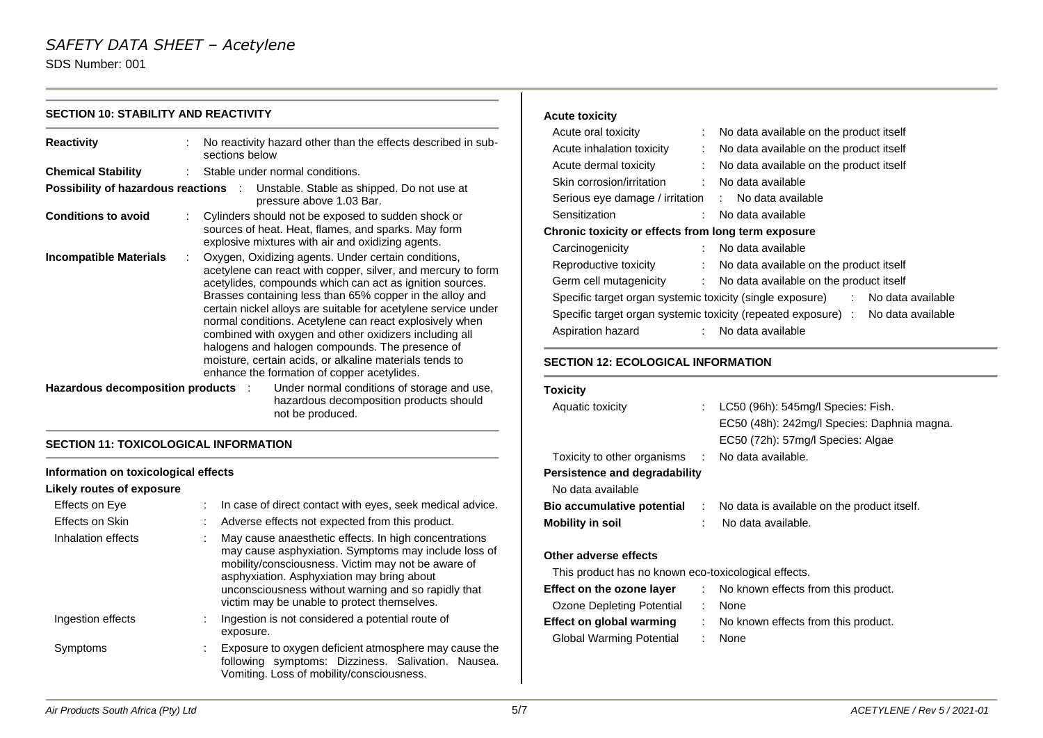## SECTION 10: STABILITY AND REACTIVITY

**Reactivity** : No reactivity hazard other than the effects described in sub-sections below

**Chemical Stability** : Stable under normal conditions.

**Possibility of hazardous reactions** : Unstable. Stable as shipped. Do not use at pressure above 1.03 Bar.

**Conditions to avoid** : Cylinders should not be exposed to sudden shock or sources of heat. Heat, flames, and sparks. May form explosive mixtures with air and oxidizing agents.

**Incompatible Materials** : Oxygen, Oxidizing agents. Under certain conditions, acetylene can react with copper, silver, and mercury to form acetylides, compounds which can act as ignition sources. Brasses containing less than 65% copper in the alloy and certain nickel alloys are suitable for acetylene service under normal conditions. Acetylene can react explosively when combined with oxygen and other oxidizers including all halogens and halogen compounds. The presence of moisture, certain acids, or alkaline materials tends to enhance the formation of copper acetylides.

**Hazardous decomposition products** : Under normal conditions of storage and use, hazardous decomposition products should not be produced.

## SECTION 11: TOXICOLOGICAL INFORMATION

**Information on toxicological effects**

**Likely routes of exposure**

Effects on Eye : In case of direct contact with eyes, seek medical advice.

Effects on Skin : Adverse effects not expected from this product.

Inhalation effects : May cause anaesthetic effects. In high concentrations may cause asphyxiation. Symptoms may include loss of mobility/consciousness. Victim may not be aware of asphyxiation. Asphyxiation may bring about unconsciousness without warning and so rapidly that victim may be unable to protect themselves.

Ingestion effects : Ingestion is not considered a potential route of exposure.

Symptoms : Exposure to oxygen deficient atmosphere may cause the following symptoms: Dizziness. Salivation. Nausea. Vomiting. Loss of mobility/consciousness.

**Acute toxicity**

Acute oral toxicity : No data available on the product itself

Acute inhalation toxicity : No data available on the product itself

Acute dermal toxicity : No data available on the product itself

Skin corrosion/irritation : No data available

Serious eye damage / irritation : No data available

Sensitization : No data available

**Chronic toxicity or effects from long term exposure**

Carcinogenicity : No data available

Reproductive toxicity : No data available on the product itself

Germ cell mutagenicity : No data available on the product itself

Specific target organ systemic toxicity (single exposure) : No data available

Specific target organ systemic toxicity (repeated exposure) : No data available

Aspiration hazard : No data available

## SECTION 12: ECOLOGICAL INFORMATION

**Toxicity**

Aquatic toxicity : LC50 (96h): 545mg/l Species: Fish.
EC50 (48h): 242mg/l Species: Daphnia magna.
EC50 (72h): 57mg/l Species: Algae

Toxicity to other organisms : No data available.

**Persistence and degradability**

No data available

**Bio accumulative potential** : No data is available on the product itself.

**Mobility in soil** : No data available.

**Other adverse effects**

This product has no known eco-toxicological effects.

**Effect on the ozone layer** : No known effects from this product.

Ozone Depleting Potential : None

**Effect on global warming** : No known effects from this product.

Global Warming Potential : None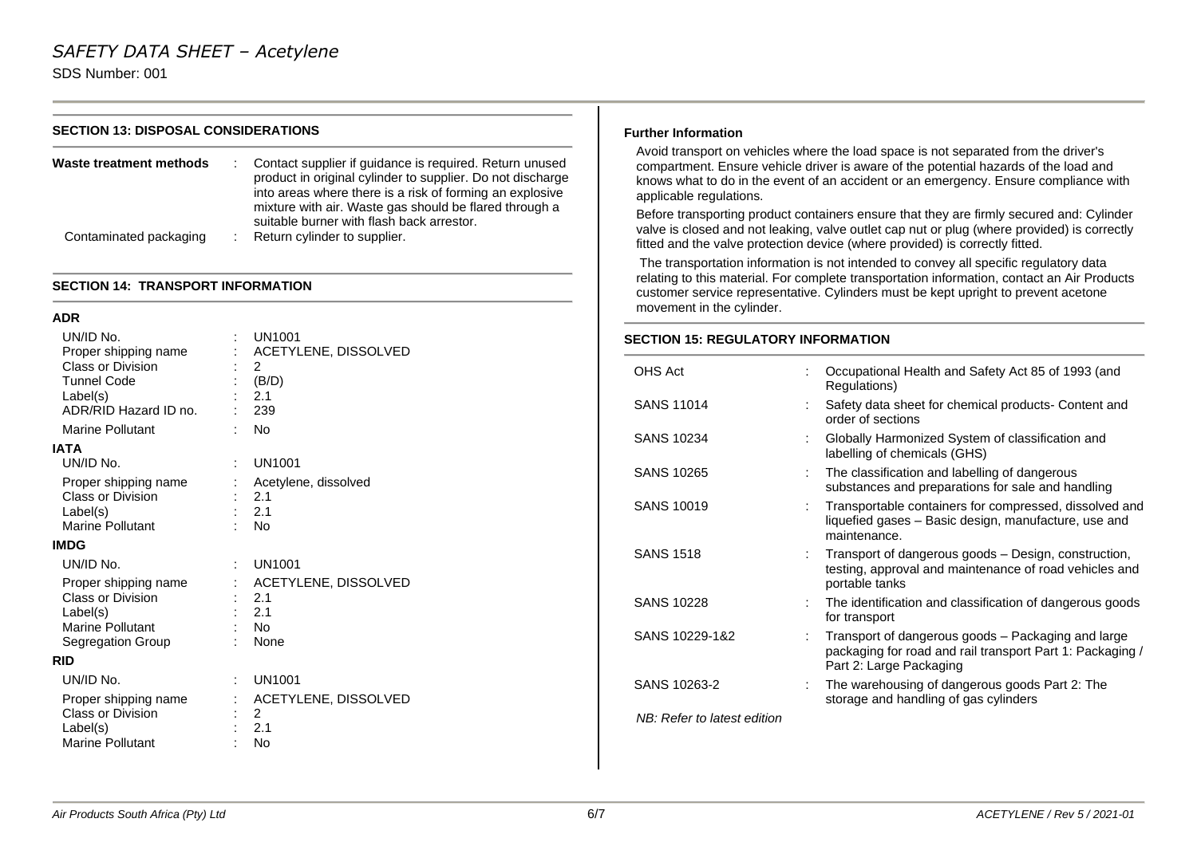## SECTION 13: DISPOSAL CONSIDERATIONS

| | | |
|---|---|---|
| **Waste treatment methods** | : | Contact supplier if guidance is required. Return unused product in original cylinder to supplier. Do not discharge into areas where there is a risk of forming an explosive mixture with air. Waste gas should be flared through a suitable burner with flash back arrestor. |
| Contaminated packaging | : | Return cylinder to supplier. |

## SECTION 14: TRANSPORT INFORMATION

### ADR

| | | |
|---|---|---|
| UN/ID No. | : | UN1001 |
| Proper shipping name | : | ACETYLENE, DISSOLVED |
| Class or Division | : | 2 |
| Tunnel Code | : | (B/D) |
| Label(s) | : | 2.1 |
| ADR/RID Hazard ID no. | : | 239 |
| Marine Pollutant | : | No |

### IATA

| | | |
|---|---|---|
| UN/ID No. | : | UN1001 |
| Proper shipping name | : | Acetylene, dissolved |
| Class or Division | : | 2.1 |
| Label(s) | : | 2.1 |
| Marine Pollutant | : | No |

### IMDG

| | | |
|---|---|---|
| UN/ID No. | : | UN1001 |
| Proper shipping name | : | ACETYLENE, DISSOLVED |
| Class or Division | : | 2.1 |
| Label(s) | : | 2.1 |
| Marine Pollutant | : | No |
| Segregation Group | : | None |

### RID

| | | |
|---|---|---|
| UN/ID No. | : | UN1001 |
| Proper shipping name | : | ACETYLENE, DISSOLVED |
| Class or Division | : | 2 |
| Label(s) | : | 2.1 |
| Marine Pollutant | : | No |

### Further Information

Avoid transport on vehicles where the load space is not separated from the driver's compartment. Ensure vehicle driver is aware of the potential hazards of the load and knows what to do in the event of an accident or an emergency. Ensure compliance with applicable regulations.

Before transporting product containers ensure that they are firmly secured and: Cylinder valve is closed and not leaking, valve outlet cap nut or plug (where provided) is correctly fitted and the valve protection device (where provided) is correctly fitted.

The transportation information is not intended to convey all specific regulatory data relating to this material. For complete transportation information, contact an Air Products customer service representative. Cylinders must be kept upright to prevent acetone movement in the cylinder.

## SECTION 15: REGULATORY INFORMATION

| | | |
|---|---|---|
| OHS Act | : | Occupational Health and Safety Act 85 of 1993 (and Regulations) |
| SANS 11014 | : | Safety data sheet for chemical products- Content and order of sections |
| SANS 10234 | : | Globally Harmonized System of classification and labelling of chemicals (GHS) |
| SANS 10265 | : | The classification and labelling of dangerous substances and preparations for sale and handling |
| SANS 10019 | : | Transportable containers for compressed, dissolved and liquefied gases – Basic design, manufacture, use and maintenance. |
| SANS 1518 | : | Transport of dangerous goods – Design, construction, testing, approval and maintenance of road vehicles and portable tanks |
| SANS 10228 | : | The identification and classification of dangerous goods for transport |
| SANS 10229-1&2 | : | Transport of dangerous goods – Packaging and large packaging for road and rail transport Part 1: Packaging / Part 2: Large Packaging |
| SANS 10263-2 | : | The warehousing of dangerous goods Part 2: The storage and handling of gas cylinders |

*NB: Refer to latest edition*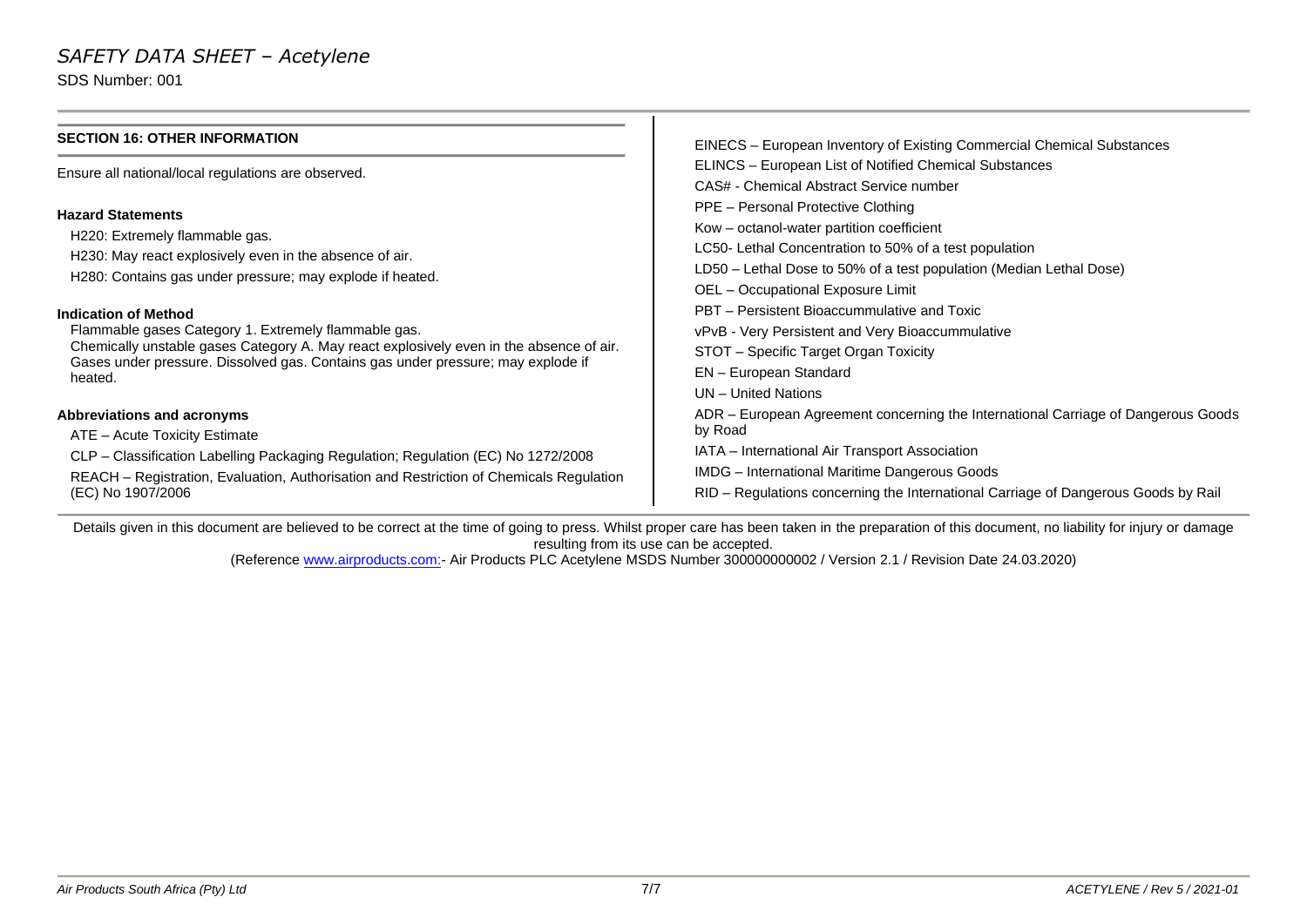## SECTION 16: OTHER INFORMATION

Ensure all national/local regulations are observed.

### Hazard Statements

H220: Extremely flammable gas.

H230: May react explosively even in the absence of air.

H280: Contains gas under pressure; may explode if heated.

### Indication of Method

Flammable gases Category 1. Extremely flammable gas.
Chemically unstable gases Category A. May react explosively even in the absence of air.
Gases under pressure. Dissolved gas. Contains gas under pressure; may explode if heated.

### Abbreviations and acronyms

ATE – Acute Toxicity Estimate

CLP – Classification Labelling Packaging Regulation; Regulation (EC) No 1272/2008

REACH – Registration, Evaluation, Authorisation and Restriction of Chemicals Regulation (EC) No 1907/2006

EINECS – European Inventory of Existing Commercial Chemical Substances

ELINCS – European List of Notified Chemical Substances

CAS# - Chemical Abstract Service number

PPE – Personal Protective Clothing

Kow – octanol-water partition coefficient

LC50- Lethal Concentration to 50% of a test population

LD50 – Lethal Dose to 50% of a test population (Median Lethal Dose)

OEL – Occupational Exposure Limit

PBT – Persistent Bioaccummulative and Toxic

vPvB - Very Persistent and Very Bioaccummulative

STOT – Specific Target Organ Toxicity

EN – European Standard

UN – United Nations

ADR – European Agreement concerning the International Carriage of Dangerous Goods by Road

IATA – International Air Transport Association

IMDG – International Maritime Dangerous Goods

RID – Regulations concerning the International Carriage of Dangerous Goods by Rail

Details given in this document are believed to be correct at the time of going to press. Whilst proper care has been taken in the preparation of this document, no liability for injury or damage resulting from its use can be accepted.

(Reference www.airproducts.com:- Air Products PLC Acetylene MSDS Number 300000000002 / Version 2.1 / Revision Date 24.03.2020)